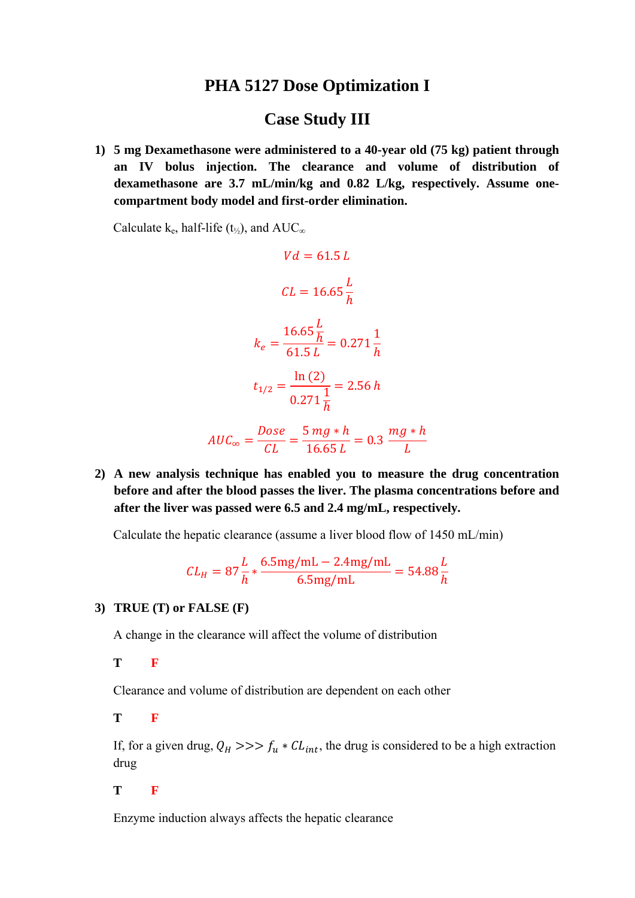# PHA 5127 Dose Optimization I

## Case Study III

**1) 5 mg Dexamethasone were administered to a 40-year old (75 kg) patient through an IV bolus injection. The clearance and volume of distribution of dexamethasone are 3.7 mL/min/kg and 0.82 L/kg, respectively. Assume one-compartment body model and first-order elimination.**

Calculate $k_e$, half-life ($t_{½}$), and $AUC_{\infty}$

$$Vd = 61.5\,L$$

$$CL = 16.65\,\frac{L}{h}$$

$$k_e = \frac{16.65\,\frac{L}{h}}{61.5\,L} = 0.271\,\frac{1}{h}$$

$$t_{1/2} = \frac{\ln(2)}{0.271\,\frac{1}{h}} = 2.56\,h$$

$$AUC_{\infty} = \frac{Dose}{CL} = \frac{5\,mg * h}{16.65\,L} = 0.3\,\frac{mg * h}{L}$$

**2) A new analysis technique has enabled you to measure the drug concentration before and after the blood passes the liver. The plasma concentrations before and after the liver was passed were 6.5 and 2.4 mg/mL, respectively.**

Calculate the hepatic clearance (assume a liver blood flow of 1450 mL/min)

$$CL_H = 87\,\frac{L}{h} * \frac{6.5\text{mg/mL} - 2.4\text{mg/mL}}{6.5\text{mg/mL}} = 54.88\,\frac{L}{h}$$

**3) TRUE (T) or FALSE (F)**

A change in the clearance will affect the volume of distribution

**T** **F**

Clearance and volume of distribution are dependent on each other

**T** **F**

If, for a given drug, $Q_H >>> f_u * CL_{int}$, the drug is considered to be a high extraction drug

**T** **F**

Enzyme induction always affects the hepatic clearance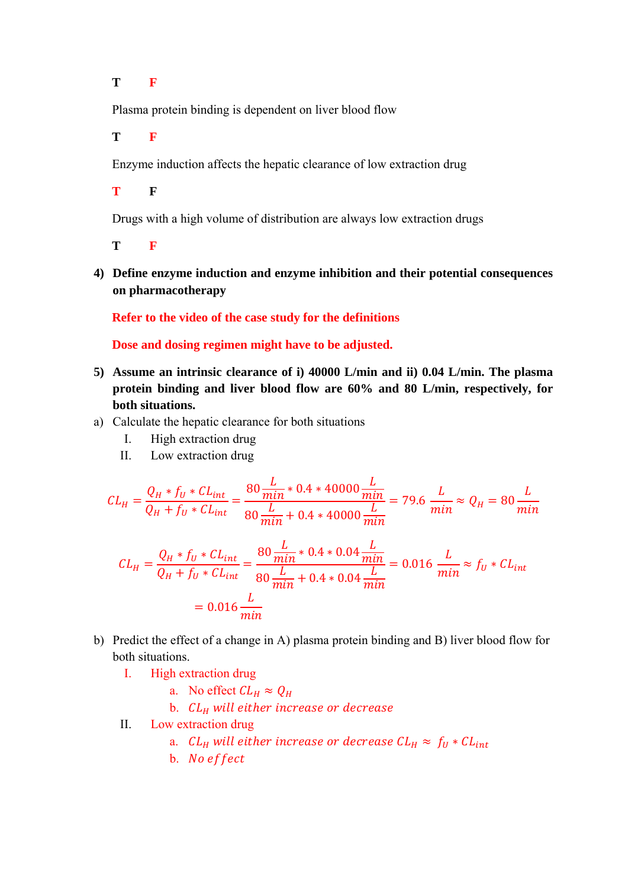**T** **F**

Plasma protein binding is dependent on liver blood flow

**T** **F**

Enzyme induction affects the hepatic clearance of low extraction drug

**T** **F**

Drugs with a high volume of distribution are always low extraction drugs

**T** **F**

4) **Define enzyme induction and enzyme inhibition and their potential consequences on pharmacotherapy**

**Refer to the video of the case study for the definitions**

**Dose and dosing regimen might have to be adjusted.**

5) **Assume an intrinsic clearance of i) 40000 L/min and ii) 0.04 L/min. The plasma protein binding and liver blood flow are 60% and 80 L/min, respectively, for both situations.**

a) Calculate the hepatic clearance for both situations

I. High extraction drug

II. Low extraction drug

$$CL_H = \frac{Q_H * f_U * CL_{int}}{Q_H + f_U * CL_{int}} = \frac{80\frac{L}{min} * 0.4 * 40000\frac{L}{min}}{80\frac{L}{min} + 0.4 * 40000\frac{L}{min}} = 79.6\ \frac{L}{min} \approx Q_H = 80\frac{L}{min}$$

$$CL_H = \frac{Q_H * f_U * CL_{int}}{Q_H + f_U * CL_{int}} = \frac{80\frac{L}{min} * 0.4 * 0.04\frac{L}{min}}{80\frac{L}{min} + 0.4 * 0.04\frac{L}{min}} = 0.016\ \frac{L}{min} \approx f_U * CL_{int} = 0.016\frac{L}{min}$$

b) Predict the effect of a change in A) plasma protein binding and B) liver blood flow for both situations.

I. High extraction drug
   a. No effect $CL_H \approx Q_H$
   b. $CL_H$ *will either increase or decrease*

II. Low extraction drug
   a. $CL_H$ *will either increase or decrease* $CL_H \approx f_U * CL_{int}$
   b. *No effect*